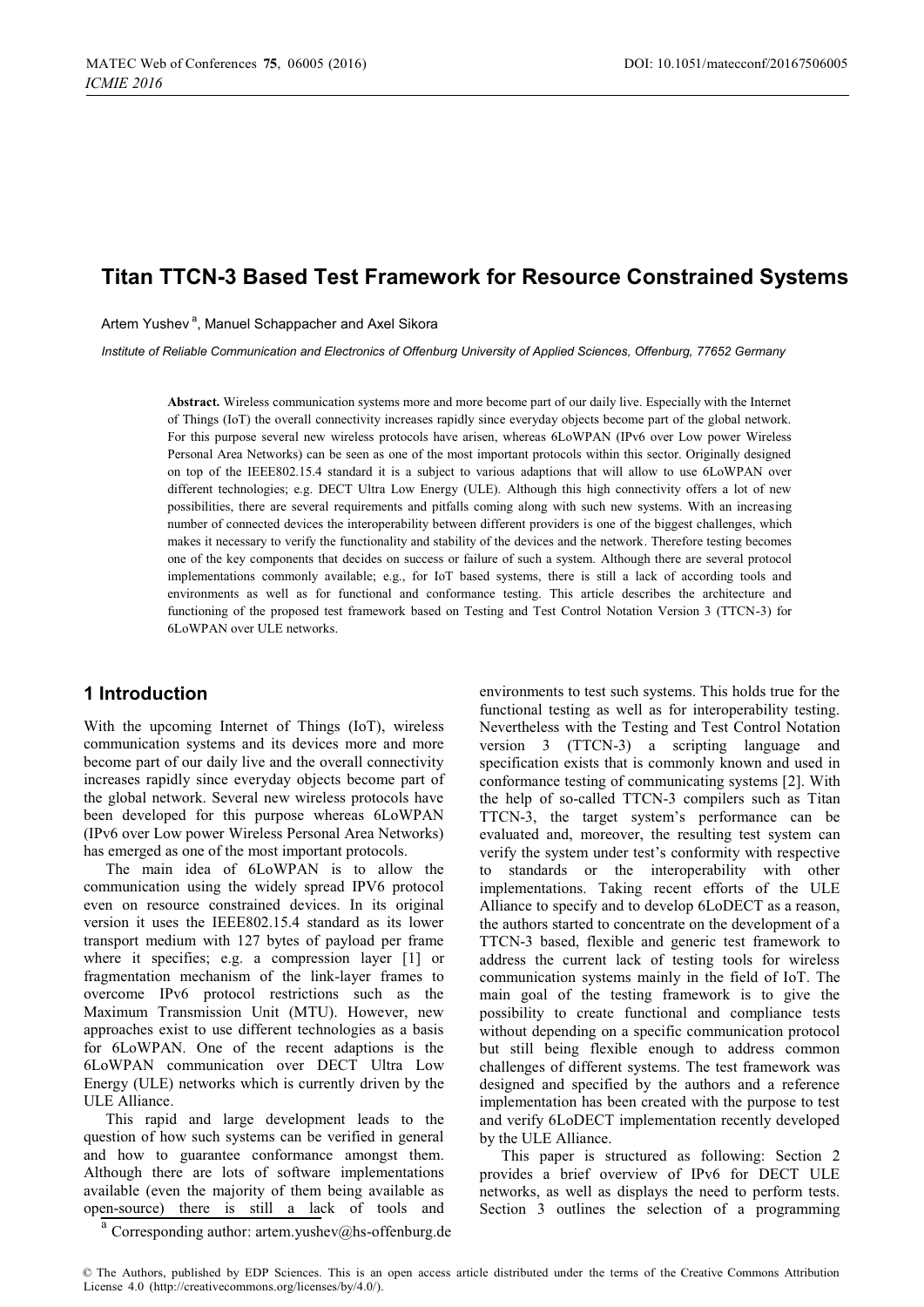# Titan TTCN-3 Based Test Framework for Resource Constrained Systems

Artem Yushev [a], Manuel Schappacher and Axel Sikora

*Institute of Reliable Communication and Electronics of Offenburg University of Applied Sciences, Offenburg, 77652 Germany*

**Abstract.** Wireless communication systems more and more become part of our daily live. Especially with the Internet of Things (IoT) the overall connectivity increases rapidly since everyday objects become part of the global network. For this purpose several new wireless protocols have arisen, whereas 6LoWPAN (IPv6 over Low power Wireless Personal Area Networks) can be seen as one of the most important protocols within this sector. Originally designed on top of the IEEE802.15.4 standard it is a subject to various adaptions that will allow to use 6LoWPAN over different technologies; e.g. DECT Ultra Low Energy (ULE). Although this high connectivity offers a lot of new possibilities, there are several requirements and pitfalls coming along with such new systems. With an increasing number of connected devices the interoperability between different providers is one of the biggest challenges, which makes it necessary to verify the functionality and stability of the devices and the network. Therefore testing becomes one of the key components that decides on success or failure of such a system. Although there are several protocol implementations commonly available; e.g., for IoT based systems, there is still a lack of according tools and environments as well as for functional and conformance testing. This article describes the architecture and functioning of the proposed test framework based on Testing and Test Control Notation Version 3 (TTCN-3) for 6LoWPAN over ULE networks.

## 1 Introduction

With the upcoming Internet of Things (IoT), wireless communication systems and its devices more and more become part of our daily live and the overall connectivity increases rapidly since everyday objects become part of the global network. Several new wireless protocols have been developed for this purpose whereas 6LoWPAN (IPv6 over Low power Wireless Personal Area Networks) has emerged as one of the most important protocols.

The main idea of 6LoWPAN is to allow the communication using the widely spread IPV6 protocol even on resource constrained devices. In its original version it uses the IEEE802.15.4 standard as its lower transport medium with 127 bytes of payload per frame where it specifies; e.g. a compression layer [1] or fragmentation mechanism of the link-layer frames to overcome IPv6 protocol restrictions such as the Maximum Transmission Unit (MTU). However, new approaches exist to use different technologies as a basis for 6LoWPAN. One of the recent adaptions is the 6LoWPAN communication over DECT Ultra Low Energy (ULE) networks which is currently driven by the ULE Alliance.

This rapid and large development leads to the question of how such systems can be verified in general and how to guarantee conformance amongst them. Although there are lots of software implementations available (even the majority of them being available as open-source) there is still a lack of tools and environments to test such systems. This holds true for the functional testing as well as for interoperability testing. Nevertheless with the Testing and Test Control Notation version 3 (TTCN-3) a scripting language and specification exists that is commonly known and used in conformance testing of communicating systems [2]. With the help of so-called TTCN-3 compilers such as Titan TTCN-3, the target system's performance can be evaluated and, moreover, the resulting test system can verify the system under test's conformity with respective to standards or the interoperability with other implementations. Taking recent efforts of the ULE Alliance to specify and to develop 6LoDECT as a reason, the authors started to concentrate on the development of a TTCN-3 based, flexible and generic test framework to address the current lack of testing tools for wireless communication systems mainly in the field of IoT. The main goal of the testing framework is to give the possibility to create functional and compliance tests without depending on a specific communication protocol but still being flexible enough to address common challenges of different systems. The test framework was designed and specified by the authors and a reference implementation has been created with the purpose to test and verify 6LoDECT implementation recently developed by the ULE Alliance.

This paper is structured as following: Section 2 provides a brief overview of IPv6 for DECT ULE networks, as well as displays the need to perform tests. Section 3 outlines the selection of a programming

[a] Corresponding author: artem.yushev@hs-offenburg.de

© The Authors, published by EDP Sciences. This is an open access article distributed under the terms of the Creative Commons Attribution License 4.0 (http://creativecommons.org/licenses/by/4.0/).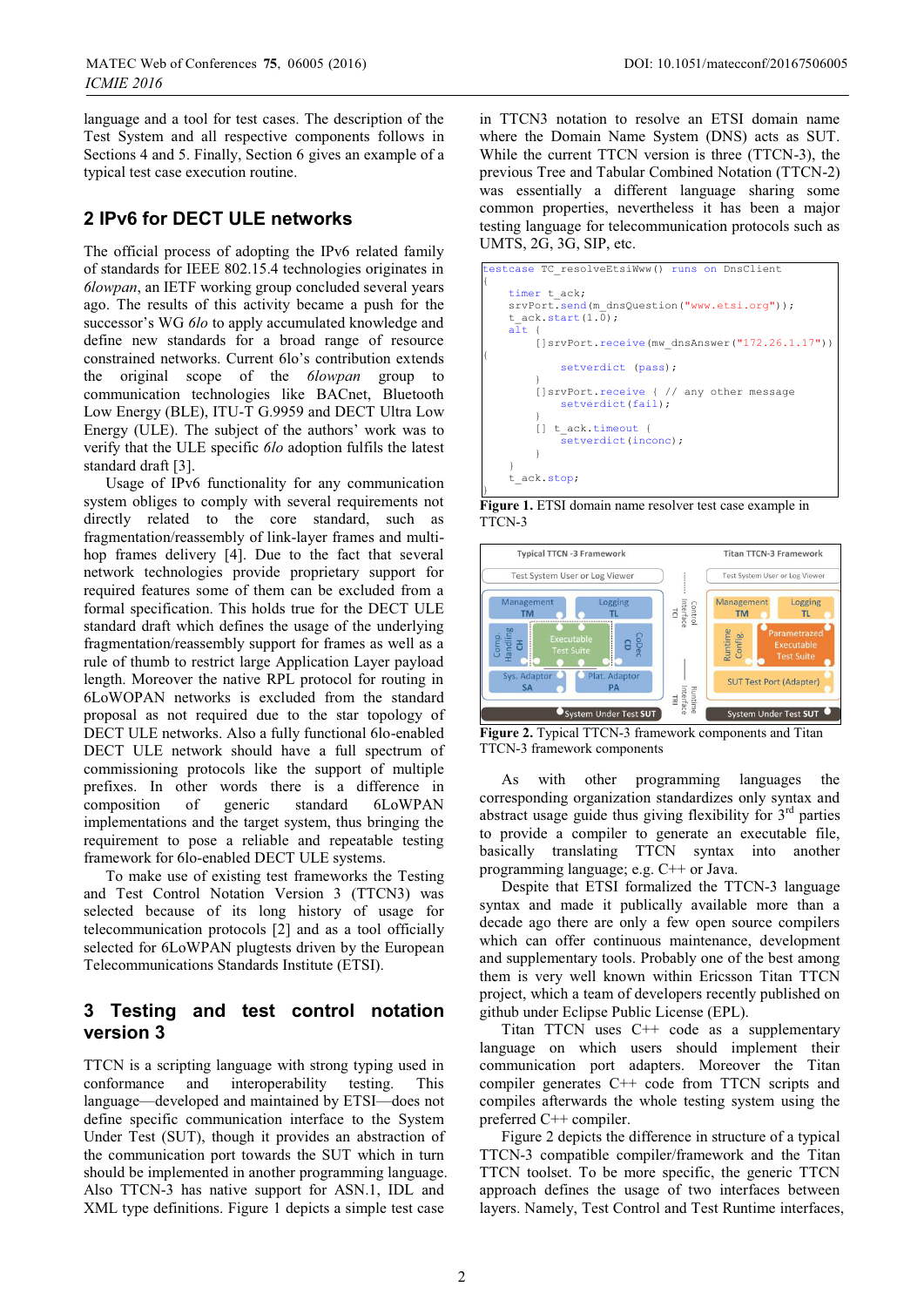language and a tool for test cases. The description of the Test System and all respective components follows in Sections 4 and 5. Finally, Section 6 gives an example of a typical test case execution routine.

## 2 IPv6 for DECT ULE networks

The official process of adopting the IPv6 related family of standards for IEEE 802.15.4 technologies originates in *6lowpan*, an IETF working group concluded several years ago. The results of this activity became a push for the successor's WG *6lo* to apply accumulated knowledge and define new standards for a broad range of resource constrained networks. Current 6lo's contribution extends the original scope of the *6lowpan* group to communication technologies like BACnet, Bluetooth Low Energy (BLE), ITU-T G.9959 and DECT Ultra Low Energy (ULE). The subject of the authors' work was to verify that the ULE specific *6lo* adoption fulfils the latest standard draft [3].

Usage of IPv6 functionality for any communication system obliges to comply with several requirements not directly related to the core standard, such as fragmentation/reassembly of link-layer frames and multi-hop frames delivery [4]. Due to the fact that several network technologies provide proprietary support for required features some of them can be excluded from a formal specification. This holds true for the DECT ULE standard draft which defines the usage of the underlying fragmentation/reassembly support for frames as well as a rule of thumb to restrict large Application Layer payload length. Moreover the native RPL protocol for routing in 6LoWOPAN networks is excluded from the standard proposal as not required due to the star topology of DECT ULE networks. Also a fully functional 6lo-enabled DECT ULE network should have a full spectrum of commissioning protocols like the support of multiple prefixes. In other words there is a difference in composition of generic standard 6LoWPAN implementations and the target system, thus bringing the requirement to pose a reliable and repeatable testing framework for 6lo-enabled DECT ULE systems.

To make use of existing test frameworks the Testing and Test Control Notation Version 3 (TTCN3) was selected because of its long history of usage for telecommunication protocols [2] and as a tool officially selected for 6LoWPAN plugtests driven by the European Telecommunications Standards Institute (ETSI).

## 3 Testing and test control notation version 3

TTCN is a scripting language with strong typing used in conformance and interoperability testing. This language—developed and maintained by ETSI—does not define specific communication interface to the System Under Test (SUT), though it provides an abstraction of the communication port towards the SUT which in turn should be implemented in another programming language. Also TTCN-3 has native support for ASN.1, IDL and XML type definitions. Figure 1 depicts a simple test case in TTCN3 notation to resolve an ETSI domain name where the Domain Name System (DNS) acts as SUT. While the current TTCN version is three (TTCN-3), the previous Tree and Tabular Combined Notation (TTCN-2) was essentially a different language sharing some common properties, nevertheless it has been a major testing language for telecommunication protocols such as UMTS, 2G, 3G, SIP, etc.

```
testcase TC_resolveEtsiWww() runs on DnsClient
{
    timer t_ack;
    srvPort.send(m_dnsQuestion("www.etsi.org"));
    t_ack.start(1.0);
    alt {
        []srvPort.receive(mw_dnsAnswer("172.26.1.17"))
{
        setverdict (pass);
        }
        []srvPort.receive { // any other message
        setverdict(fail);
        }
        [] t_ack.timeout {
        setverdict(inconc);
        }
    }
    t_ack.stop;
}
```

**Figure 1.** ETSI domain name resolver test case example in TTCN-3

**Figure 2.** Typical TTCN-3 framework components and Titan TTCN-3 framework components

As with other programming languages the corresponding organization standardizes only syntax and abstract usage guide thus giving flexibility for 3rd parties to provide a compiler to generate an executable file, basically translating TTCN syntax into another programming language; e.g. C++ or Java.

Despite that ETSI formalized the TTCN-3 language syntax and made it publically available more than a decade ago there are only a few open source compilers which can offer continuous maintenance, development and supplementary tools. Probably one of the best among them is very well known within Ericsson Titan TTCN project, which a team of developers recently published on github under Eclipse Public License (EPL).

Titan TTCN uses C++ code as a supplementary language on which users should implement their communication port adapters. Moreover the Titan compiler generates C++ code from TTCN scripts and compiles afterwards the whole testing system using the preferred C++ compiler.

Figure 2 depicts the difference in structure of a typical TTCN-3 compatible compiler/framework and the Titan TTCN toolset. To be more specific, the generic TTCN approach defines the usage of two interfaces between layers. Namely, Test Control and Test Runtime interfaces,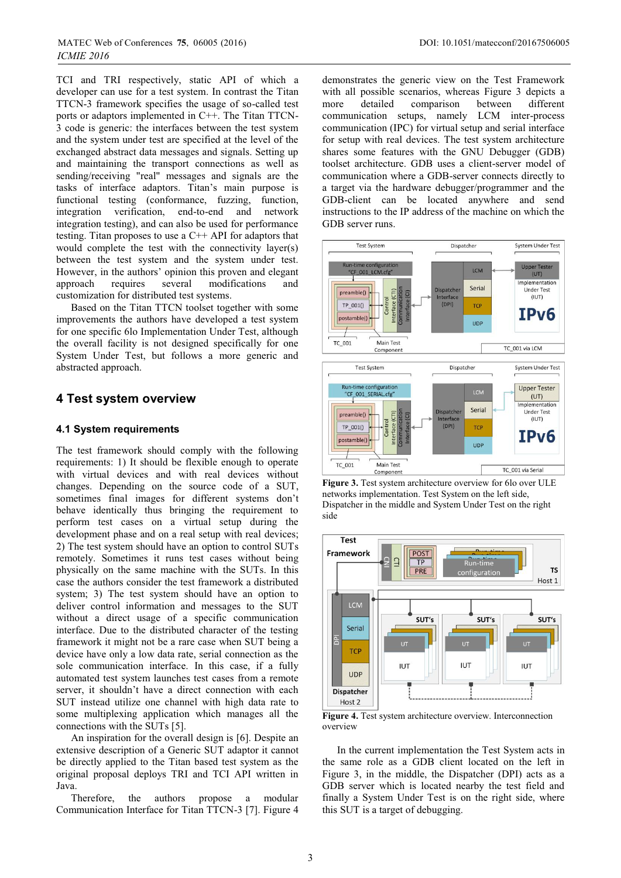TCI and TRI respectively, static API of which a developer can use for a test system. In contrast the Titan TTCN-3 framework specifies the usage of so-called test ports or adaptors implemented in C++. The Titan TTCN-3 code is generic: the interfaces between the test system and the system under test are specified at the level of the exchanged abstract data messages and signals. Setting up and maintaining the transport connections as well as sending/receiving "real" messages and signals are the tasks of interface adaptors. Titan's main purpose is functional testing (conformance, fuzzing, function, integration verification, end-to-end and network integration testing), and can also be used for performance testing. Titan proposes to use a C++ API for adaptors that would complete the test system with the connectivity layer(s) between the test system and the system under test. However, in the authors' opinion this proven and elegant approach requires several modifications and customization for distributed test systems.

Based on the Titan TTCN toolset together with some improvements the authors have developed a test system for one specific 6lo Implementation Under Test, although the overall facility is not designed specifically for one System Under Test, but follows a more generic and abstracted approach.

## 4 Test system overview

### 4.1 System requirements

The test framework should comply with the following requirements: 1) It should be flexible enough to operate with virtual devices and with real devices without changes. Depending on the source code of a SUT, sometimes final images for different systems don't behave identically thus requiring the ability to perform test cases on a virtual setup during the development phase and on a real setup with real devices; 2) The test system should have an option to control SUTs remotely. Sometimes it runs test cases without being physically on the same machine with the SUTs. In this case the authors consider the test framework a distributed system; 3) The test system should have an option to deliver control information and messages to the SUT without a direct usage of a specific communication interface. Due to the distributed character of the testing framework it might not be a rare case when SUT being a device have only a low data rate, serial connection as the sole communication interface. In this case, if a fully automated test system launches test cases from a remote server, it shouldn't have a direct connection with each SUT instead utilize one channel with high data rate to some multiplexing application which manages all the connections with the SUTs [5].

An inspiration for the overall design is [6]. Despite an extensive description of a Generic SUT adaptor it cannot be directly applied to the Titan based test system as the original proposal deploys TRI and TCI API written in Java.

Therefore, the authors propose a modular Communication Interface for Titan TTCN-3 [7]. Figure 4 demonstrates the generic view on the Test Framework with all possible scenarios, whereas Figure 3 depicts a more detailed comparison between different communication setups, namely LCM inter-process communication (IPC) for virtual setup and serial interface for setup with real devices. The test system architecture shares some features with the GNU Debugger (GDB) toolset architecture. GDB uses a client-server model of communication where a GDB-server connects directly to a target via the hardware debugger/programmer and the GDB-client can be located anywhere and send instructions to the IP address of the machine on which the GDB server runs.

**Figure 3.** Test system architecture overview for 6lo over ULE networks implementation. Test System on the left side, Dispatcher in the middle and System Under Test on the right side

**Figure 4.** Test system architecture overview. Interconnection overview

In the current implementation the Test System acts in the same role as a GDB client located on the left in Figure 3, in the middle, the Dispatcher (DPI) acts as a GDB server which is located nearby the test field and finally a System Under Test is on the right side, where this SUT is a target of debugging.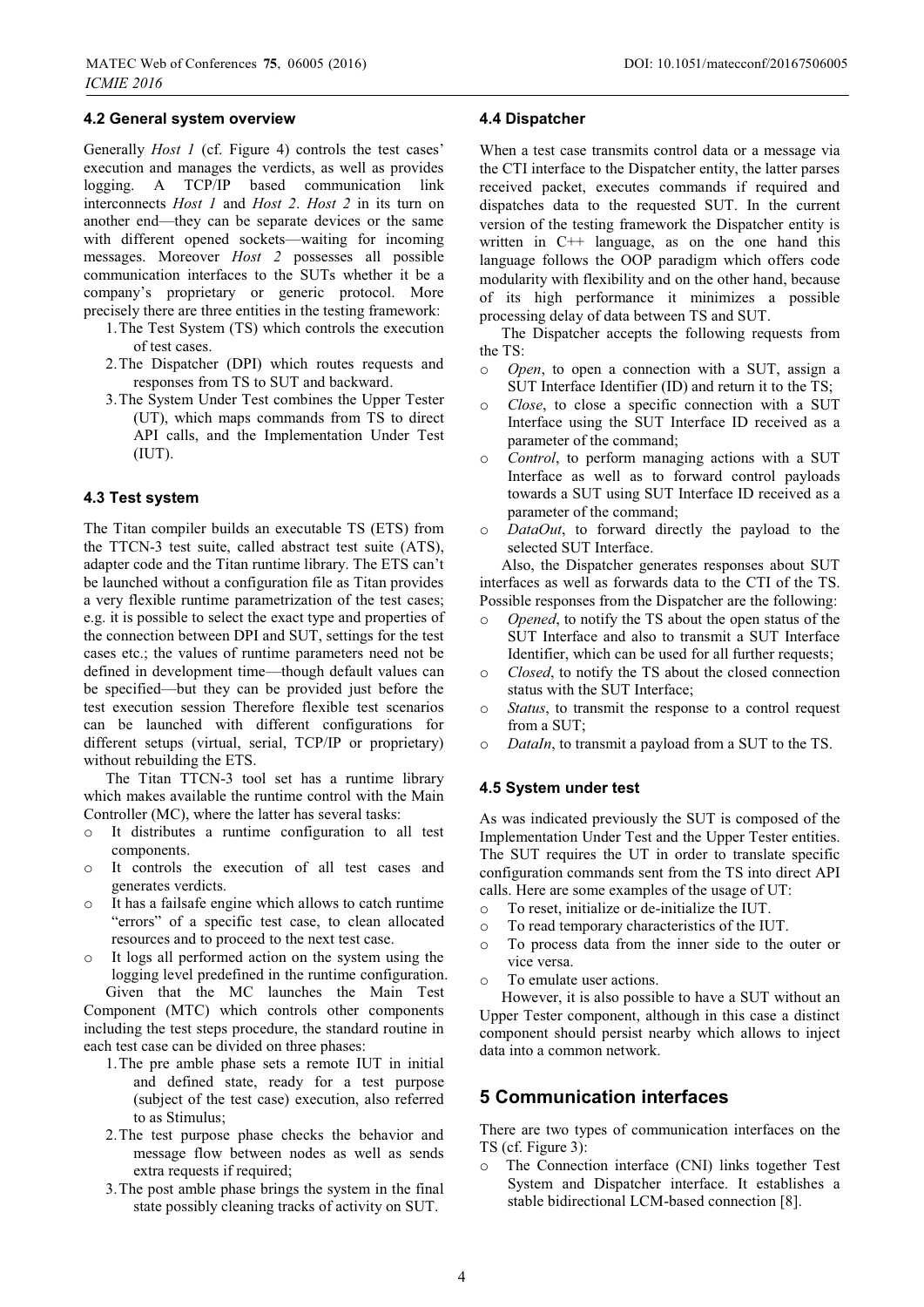### 4.2 General system overview

Generally *Host 1* (cf. Figure 4) controls the test cases' execution and manages the verdicts, as well as provides logging. A TCP/IP based communication link interconnects *Host 1* and *Host 2*. *Host 2* in its turn on another end—they can be separate devices or the same with different opened sockets—waiting for incoming messages. Moreover *Host 2* possesses all possible communication interfaces to the SUTs whether it be a company's proprietary or generic protocol. More precisely there are three entities in the testing framework:

1. The Test System (TS) which controls the execution of test cases.
2. The Dispatcher (DPI) which routes requests and responses from TS to SUT and backward.
3. The System Under Test combines the Upper Tester (UT), which maps commands from TS to direct API calls, and the Implementation Under Test (IUT).

### 4.3 Test system

The Titan compiler builds an executable TS (ETS) from the TTCN-3 test suite, called abstract test suite (ATS), adapter code and the Titan runtime library. The ETS can't be launched without a configuration file as Titan provides a very flexible runtime parametrization of the test cases; e.g. it is possible to select the exact type and properties of the connection between DPI and SUT, settings for the test cases etc.; the values of runtime parameters need not be defined in development time—though default values can be specified—but they can be provided just before the test execution session Therefore flexible test scenarios can be launched with different configurations for different setups (virtual, serial, TCP/IP or proprietary) without rebuilding the ETS.

The Titan TTCN-3 tool set has a runtime library which makes available the runtime control with the Main Controller (MC), where the latter has several tasks:

- It distributes a runtime configuration to all test components.
- It controls the execution of all test cases and generates verdicts.
- It has a failsafe engine which allows to catch runtime "errors" of a specific test case, to clean allocated resources and to proceed to the next test case.
- It logs all performed action on the system using the logging level predefined in the runtime configuration.

Given that the MC launches the Main Test Component (MTC) which controls other components including the test steps procedure, the standard routine in each test case can be divided on three phases:

1. The pre amble phase sets a remote IUT in initial and defined state, ready for a test purpose (subject of the test case) execution, also referred to as Stimulus;
2. The test purpose phase checks the behavior and message flow between nodes as well as sends extra requests if required;
3. The post amble phase brings the system in the final state possibly cleaning tracks of activity on SUT.

### 4.4 Dispatcher

When a test case transmits control data or a message via the CTI interface to the Dispatcher entity, the latter parses received packet, executes commands if required and dispatches data to the requested SUT. In the current version of the testing framework the Dispatcher entity is written in C++ language, as on the one hand this language follows the OOP paradigm which offers code modularity with flexibility and on the other hand, because of its high performance it minimizes a possible processing delay of data between TS and SUT.

The Dispatcher accepts the following requests from the TS:

- *Open*, to open a connection with a SUT, assign a SUT Interface Identifier (ID) and return it to the TS;
- *Close*, to close a specific connection with a SUT Interface using the SUT Interface ID received as a parameter of the command;
- *Control*, to perform managing actions with a SUT Interface as well as to forward control payloads towards a SUT using SUT Interface ID received as a parameter of the command;
- *DataOut*, to forward directly the payload to the selected SUT Interface.

Also, the Dispatcher generates responses about SUT interfaces as well as forwards data to the CTI of the TS. Possible responses from the Dispatcher are the following:

- *Opened*, to notify the TS about the open status of the SUT Interface and also to transmit a SUT Interface Identifier, which can be used for all further requests;
- *Closed*, to notify the TS about the closed connection status with the SUT Interface;
- *Status*, to transmit the response to a control request from a SUT;
- *DataIn*, to transmit a payload from a SUT to the TS.

### 4.5 System under test

As was indicated previously the SUT is composed of the Implementation Under Test and the Upper Tester entities. The SUT requires the UT in order to translate specific configuration commands sent from the TS into direct API calls. Here are some examples of the usage of UT:

- To reset, initialize or de-initialize the IUT.
- To read temporary characteristics of the IUT.
- To process data from the inner side to the outer or vice versa.
- To emulate user actions.

However, it is also possible to have a SUT without an Upper Tester component, although in this case a distinct component should persist nearby which allows to inject data into a common network.

## 5 Communication interfaces

There are two types of communication interfaces on the TS (cf. Figure 3):

- The Connection interface (CNI) links together Test System and Dispatcher interface. It establishes a stable bidirectional LCM-based connection [8].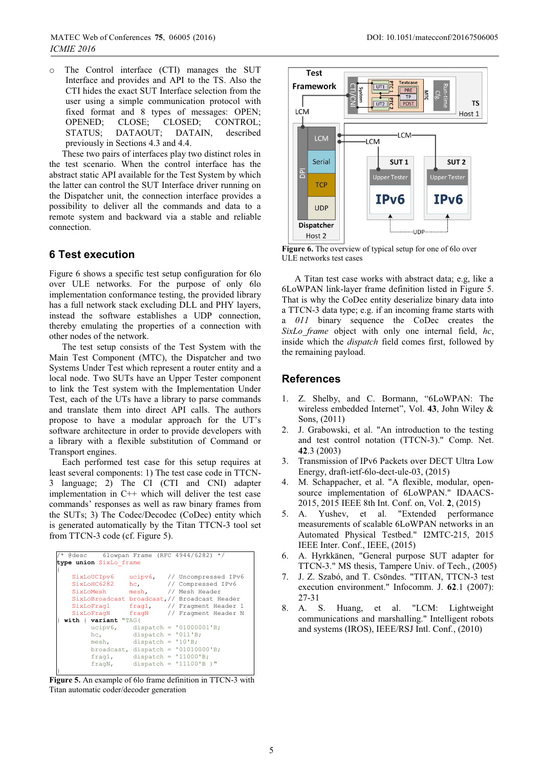- The Control interface (CTI) manages the SUT Interface and provides and API to the TS. Also the CTI hides the exact SUT Interface selection from the user using a simple communication protocol with fixed format and 8 types of messages: OPEN; OPENED; CLOSE; CLOSED; CONTROL; STATUS; DATAOUT; DATAIN, described previously in Sections 4.3 and 4.4.

These two pairs of interfaces play two distinct roles in the test scenario. When the control interface has the abstract static API available for the Test System by which the latter can control the SUT Interface driver running on the Dispatcher unit, the connection interface provides a possibility to deliver all the commands and data to a remote system and backward via a stable and reliable connection.

## 6 Test execution

Figure 6 shows a specific test setup configuration for 6lo over ULE networks. For the purpose of only 6lo implementation conformance testing, the provided library has a full network stack excluding DLL and PHY layers, instead the software establishes a UDP connection, thereby emulating the properties of a connection with other nodes of the network.

The test setup consists of the Test System with the Main Test Component (MTC), the Dispatcher and two Systems Under Test which represent a router entity and a local node. Two SUTs have an Upper Tester component to link the Test system with the Implementation Under Test, each of the UTs have a library to parse commands and translate them into direct API calls. The authors propose to have a modular approach for the UT's software architecture in order to provide developers with a library with a flexible substitution of Command or Transport engines.

Each performed test case for this setup requires at least several components: 1) The test case code in TTCN-3 language; 2) The CI (CTI and CNI) adapter implementation in C++ which will deliver the test case commands' responses as well as raw binary frames from the SUTs; 3) The Codec/Decodec (CoDec) entity which is generated automatically by the Titan TTCN-3 tool set from TTCN-3 code (cf. Figure 5).

```
/* @desc    6lowpan Frame (RFC 4944/6282) */
type union SixLo_frame
{
    SixLoUCIpv6     ucipv6,    // Uncompressed IPv6
    SixLoHC6282     hc,        // Compressed IPv6
    SixLoMesh       mesh,      // Mesh Header
    SixLoBroadcast  broadcast,// Broadcast Header
    SixLoFrag1      frag1,     // Fragment Header 1
    SixLoFragN      fragN      // Fragment Header N
} with { variant "TAG(
        ucipv6,     dispatch = '01000001'B;
        hc,         dispatch = '011'B;
        mesh,       dispatch = '10'B;
        broadcast,  dispatch = '01010000'B;
        frag1,      dispatch = '11000'B;
        fragN,      dispatch = '11100'B )"
}
```

**Figure 5.** An example of 6lo frame definition in TTCN-3 with Titan automatic coder/decoder generation

Test Framework
CTI/CNI
System
UT1
PTC 1
UT2
PTC 2
Testcase
PRE
TP
POST
MTC
Run-time Cfg.
TS
Host 1
LCM
DPI
LCM
Serial
TCP
UDP
Dispatcher
Host 2
LCM
LCM
SUT 1
Upper Tester
IPv6
SUT 2
Upper Tester
IPv6
UDP

**Figure 6.** The overview of typical setup for one of 6lo over ULE networks test cases

A Titan test case works with abstract data; e.g, like a 6LoWPAN link-layer frame definition listed in Figure 5. That is why the CoDec entity deserialize binary data into a TTCN-3 data type; e.g. if an incoming frame starts with a *011* binary sequence the CoDec creates the *SixLo_frame* object with only one internal field, *hc*, inside which the *dispatch* field comes first, followed by the remaining payload.

## References

1. Z. Shelby, and C. Bormann, "6LoWPAN: The wireless embedded Internet", Vol. **43**, John Wiley & Sons, (2011)
2. J. Grabowski, et al. "An introduction to the testing and test control notation (TTCN-3)." Comp. Net. **42**.3 (2003)
3. Transmission of IPv6 Packets over DECT Ultra Low Energy, draft-ietf-6lo-dect-ule-03, (2015)
4. M. Schappacher, et al. "A flexible, modular, open-source implementation of 6LoWPAN." IDAACS-2015, 2015 IEEE 8th Int. Conf. on, Vol. **2**, (2015)
5. A. Yushev, et al. "Extended performance measurements of scalable 6LoWPAN networks in an Automated Physical Testbed." I2MTC-215, 2015 IEEE Inter. Conf., IEEE, (2015)
6. A. Hyrkkänen, "General purpose SUT adapter for TTCN-3." MS thesis, Tampere Univ. of Tech., (2005)
7. J. Z. Szabó, and T. Csöndes. "TITAN, TTCN-3 test execution environment." Infocomm. J. **62**.1 (2007): 27-31
8. A. S. Huang, et al. "LCM: Lightweight communications and marshalling." Intelligent robots and systems (IROS), IEEE/RSJ Intl. Conf., (2010)